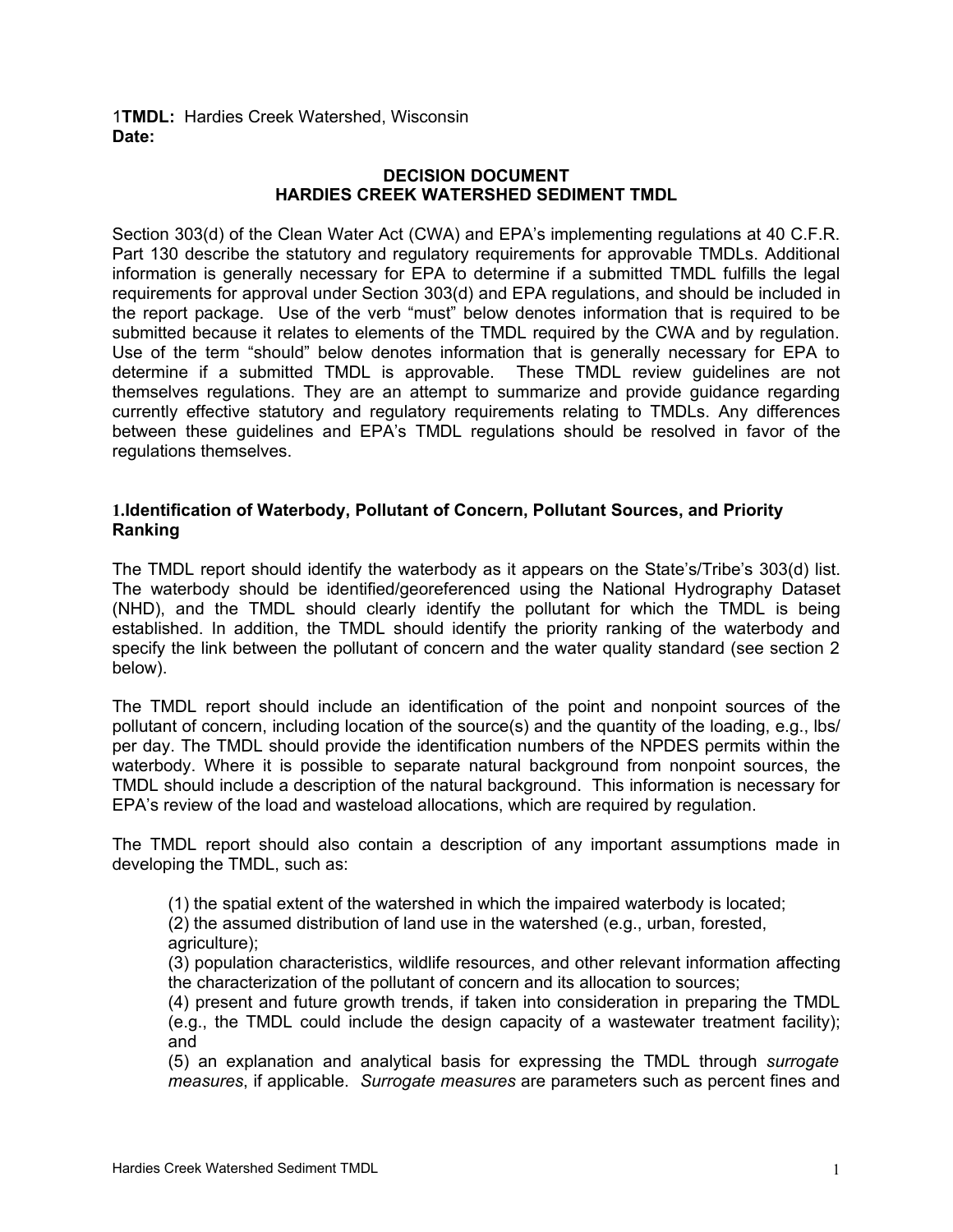1**TMDL:** Hardies Creek Watershed, Wisconsin
**Date:**

**DECISION DOCUMENT**
**HARDIES CREEK WATERSHED SEDIMENT TMDL**

Section 303(d) of the Clean Water Act (CWA) and EPA's implementing regulations at 40 C.F.R. Part 130 describe the statutory and regulatory requirements for approvable TMDLs. Additional information is generally necessary for EPA to determine if a submitted TMDL fulfills the legal requirements for approval under Section 303(d) and EPA regulations, and should be included in the report package. Use of the verb "must" below denotes information that is required to be submitted because it relates to elements of the TMDL required by the CWA and by regulation. Use of the term "should" below denotes information that is generally necessary for EPA to determine if a submitted TMDL is approvable. These TMDL review guidelines are not themselves regulations. They are an attempt to summarize and provide guidance regarding currently effective statutory and regulatory requirements relating to TMDLs. Any differences between these guidelines and EPA's TMDL regulations should be resolved in favor of the regulations themselves.

### 1. Identification of Waterbody, Pollutant of Concern, Pollutant Sources, and Priority Ranking

The TMDL report should identify the waterbody as it appears on the State's/Tribe's 303(d) list. The waterbody should be identified/georeferenced using the National Hydrography Dataset (NHD), and the TMDL should clearly identify the pollutant for which the TMDL is being established. In addition, the TMDL should identify the priority ranking of the waterbody and specify the link between the pollutant of concern and the water quality standard (see section 2 below).

The TMDL report should include an identification of the point and nonpoint sources of the pollutant of concern, including location of the source(s) and the quantity of the loading, e.g., lbs/ per day. The TMDL should provide the identification numbers of the NPDES permits within the waterbody. Where it is possible to separate natural background from nonpoint sources, the TMDL should include a description of the natural background. This information is necessary for EPA's review of the load and wasteload allocations, which are required by regulation.

The TMDL report should also contain a description of any important assumptions made in developing the TMDL, such as:

(1) the spatial extent of the watershed in which the impaired waterbody is located;
(2) the assumed distribution of land use in the watershed (e.g., urban, forested, agriculture);
(3) population characteristics, wildlife resources, and other relevant information affecting the characterization of the pollutant of concern and its allocation to sources;
(4) present and future growth trends, if taken into consideration in preparing the TMDL (e.g., the TMDL could include the design capacity of a wastewater treatment facility); and
(5) an explanation and analytical basis for expressing the TMDL through *surrogate measures*, if applicable. *Surrogate measures* are parameters such as percent fines and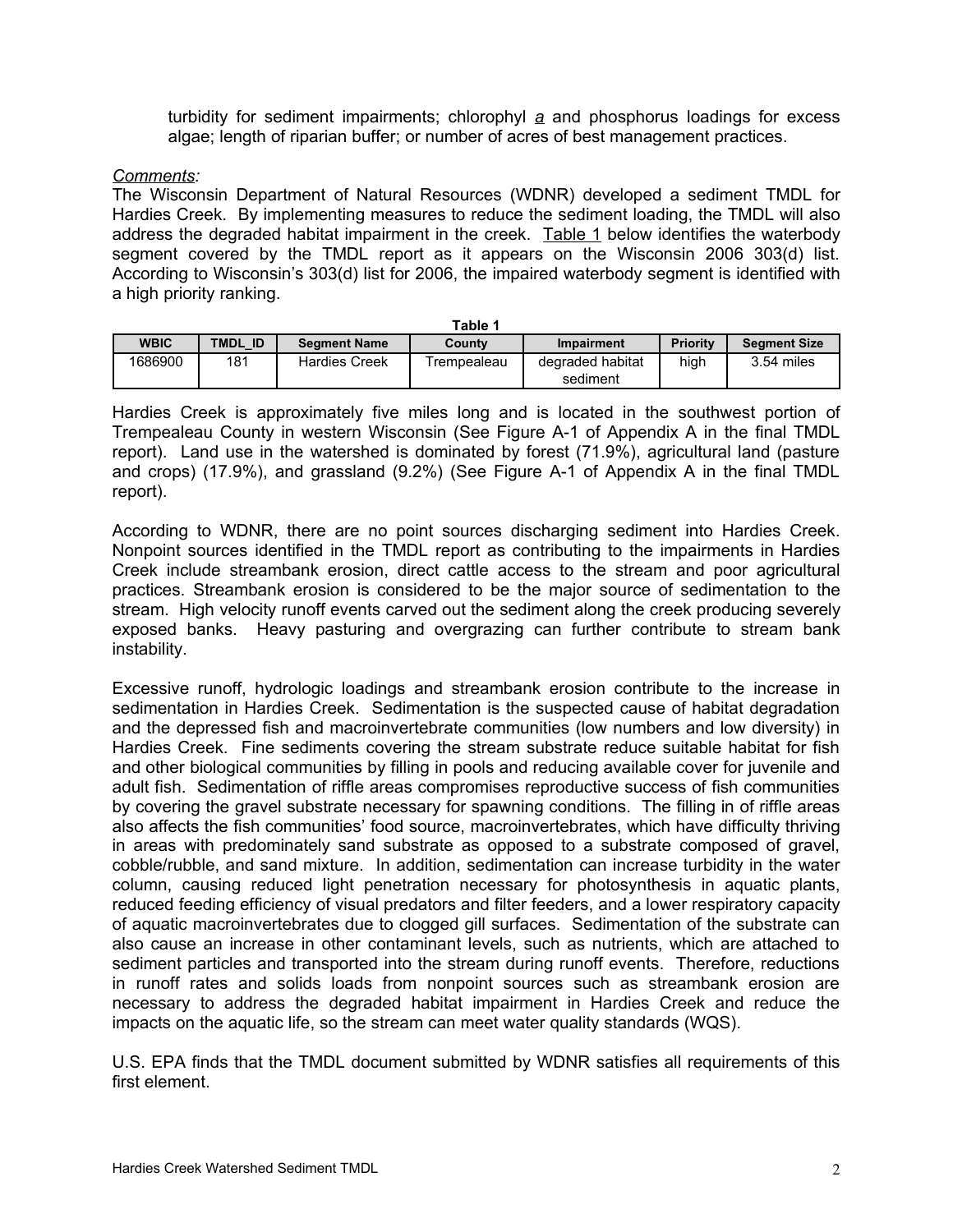turbidity for sediment impairments; chlorophyl *a* and phosphorus loadings for excess algae; length of riparian buffer; or number of acres of best management practices.

*Comments:*

The Wisconsin Department of Natural Resources (WDNR) developed a sediment TMDL for Hardies Creek. By implementing measures to reduce the sediment loading, the TMDL will also address the degraded habitat impairment in the creek. Table 1 below identifies the waterbody segment covered by the TMDL report as it appears on the Wisconsin 2006 303(d) list. According to Wisconsin's 303(d) list for 2006, the impaired waterbody segment is identified with a high priority ranking.

**Table 1**

| WBIC | TMDL_ID | Segment Name | County | Impairment | Priority | Segment Size |
|---|---|---|---|---|---|---|
| 1686900 | 181 | Hardies Creek | Trempealeau | degraded habitat sediment | high | 3.54 miles |

Hardies Creek is approximately five miles long and is located in the southwest portion of Trempealeau County in western Wisconsin (See Figure A-1 of Appendix A in the final TMDL report). Land use in the watershed is dominated by forest (71.9%), agricultural land (pasture and crops) (17.9%), and grassland (9.2%) (See Figure A-1 of Appendix A in the final TMDL report).

According to WDNR, there are no point sources discharging sediment into Hardies Creek. Nonpoint sources identified in the TMDL report as contributing to the impairments in Hardies Creek include streambank erosion, direct cattle access to the stream and poor agricultural practices. Streambank erosion is considered to be the major source of sedimentation to the stream. High velocity runoff events carved out the sediment along the creek producing severely exposed banks. Heavy pasturing and overgrazing can further contribute to stream bank instability.

Excessive runoff, hydrologic loadings and streambank erosion contribute to the increase in sedimentation in Hardies Creek. Sedimentation is the suspected cause of habitat degradation and the depressed fish and macroinvertebrate communities (low numbers and low diversity) in Hardies Creek. Fine sediments covering the stream substrate reduce suitable habitat for fish and other biological communities by filling in pools and reducing available cover for juvenile and adult fish. Sedimentation of riffle areas compromises reproductive success of fish communities by covering the gravel substrate necessary for spawning conditions. The filling in of riffle areas also affects the fish communities' food source, macroinvertebrates, which have difficulty thriving in areas with predominately sand substrate as opposed to a substrate composed of gravel, cobble/rubble, and sand mixture. In addition, sedimentation can increase turbidity in the water column, causing reduced light penetration necessary for photosynthesis in aquatic plants, reduced feeding efficiency of visual predators and filter feeders, and a lower respiratory capacity of aquatic macroinvertebrates due to clogged gill surfaces. Sedimentation of the substrate can also cause an increase in other contaminant levels, such as nutrients, which are attached to sediment particles and transported into the stream during runoff events. Therefore, reductions in runoff rates and solids loads from nonpoint sources such as streambank erosion are necessary to address the degraded habitat impairment in Hardies Creek and reduce the impacts on the aquatic life, so the stream can meet water quality standards (WQS).

U.S. EPA finds that the TMDL document submitted by WDNR satisfies all requirements of this first element.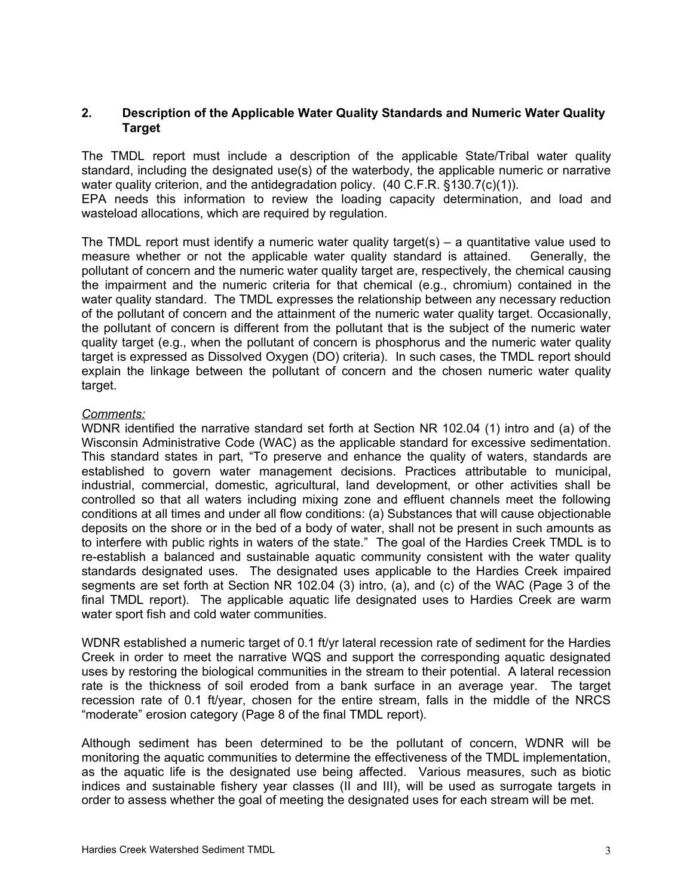## 2. Description of the Applicable Water Quality Standards and Numeric Water Quality Target

The TMDL report must include a description of the applicable State/Tribal water quality standard, including the designated use(s) of the waterbody, the applicable numeric or narrative water quality criterion, and the antidegradation policy. (40 C.F.R. §130.7(c)(1)).
EPA needs this information to review the loading capacity determination, and load and wasteload allocations, which are required by regulation.

The TMDL report must identify a numeric water quality target(s) – a quantitative value used to measure whether or not the applicable water quality standard is attained. Generally, the pollutant of concern and the numeric water quality target are, respectively, the chemical causing the impairment and the numeric criteria for that chemical (e.g., chromium) contained in the water quality standard. The TMDL expresses the relationship between any necessary reduction of the pollutant of concern and the attainment of the numeric water quality target. Occasionally, the pollutant of concern is different from the pollutant that is the subject of the numeric water quality target (e.g., when the pollutant of concern is phosphorus and the numeric water quality target is expressed as Dissolved Oxygen (DO) criteria). In such cases, the TMDL report should explain the linkage between the pollutant of concern and the chosen numeric water quality target.

*Comments:*
WDNR identified the narrative standard set forth at Section NR 102.04 (1) intro and (a) of the Wisconsin Administrative Code (WAC) as the applicable standard for excessive sedimentation. This standard states in part, "To preserve and enhance the quality of waters, standards are established to govern water management decisions. Practices attributable to municipal, industrial, commercial, domestic, agricultural, land development, or other activities shall be controlled so that all waters including mixing zone and effluent channels meet the following conditions at all times and under all flow conditions: (a) Substances that will cause objectionable deposits on the shore or in the bed of a body of water, shall not be present in such amounts as to interfere with public rights in waters of the state." The goal of the Hardies Creek TMDL is to re-establish a balanced and sustainable aquatic community consistent with the water quality standards designated uses. The designated uses applicable to the Hardies Creek impaired segments are set forth at Section NR 102.04 (3) intro, (a), and (c) of the WAC (Page 3 of the final TMDL report). The applicable aquatic life designated uses to Hardies Creek are warm water sport fish and cold water communities.

WDNR established a numeric target of 0.1 ft/yr lateral recession rate of sediment for the Hardies Creek in order to meet the narrative WQS and support the corresponding aquatic designated uses by restoring the biological communities in the stream to their potential. A lateral recession rate is the thickness of soil eroded from a bank surface in an average year. The target recession rate of 0.1 ft/year, chosen for the entire stream, falls in the middle of the NRCS "moderate" erosion category (Page 8 of the final TMDL report).

Although sediment has been determined to be the pollutant of concern, WDNR will be monitoring the aquatic communities to determine the effectiveness of the TMDL implementation, as the aquatic life is the designated use being affected. Various measures, such as biotic indices and sustainable fishery year classes (II and III), will be used as surrogate targets in order to assess whether the goal of meeting the designated uses for each stream will be met.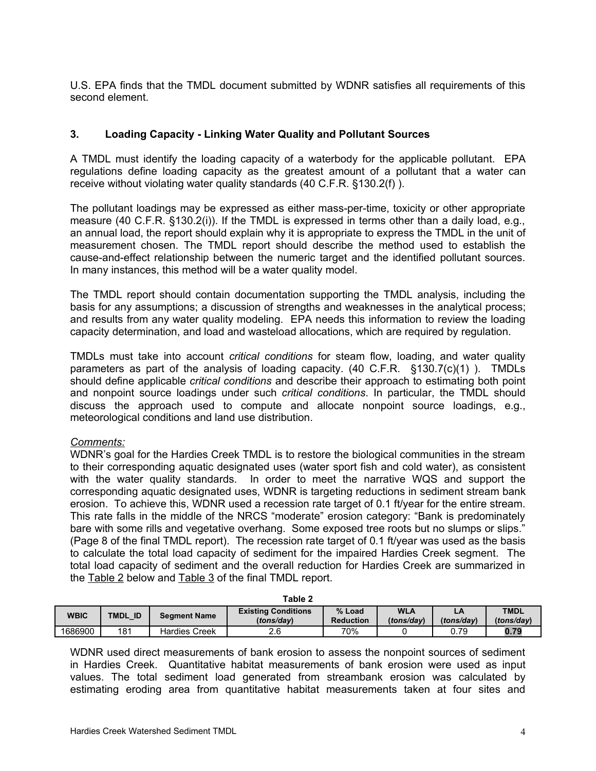U.S. EPA finds that the TMDL document submitted by WDNR satisfies all requirements of this second element.

### 3. Loading Capacity - Linking Water Quality and Pollutant Sources

A TMDL must identify the loading capacity of a waterbody for the applicable pollutant. EPA regulations define loading capacity as the greatest amount of a pollutant that a water can receive without violating water quality standards (40 C.F.R. §130.2(f) ).

The pollutant loadings may be expressed as either mass-per-time, toxicity or other appropriate measure (40 C.F.R. §130.2(i)). If the TMDL is expressed in terms other than a daily load, e.g., an annual load, the report should explain why it is appropriate to express the TMDL in the unit of measurement chosen. The TMDL report should describe the method used to establish the cause-and-effect relationship between the numeric target and the identified pollutant sources. In many instances, this method will be a water quality model.

The TMDL report should contain documentation supporting the TMDL analysis, including the basis for any assumptions; a discussion of strengths and weaknesses in the analytical process; and results from any water quality modeling. EPA needs this information to review the loading capacity determination, and load and wasteload allocations, which are required by regulation.

TMDLs must take into account *critical conditions* for steam flow, loading, and water quality parameters as part of the analysis of loading capacity. (40 C.F.R. §130.7(c)(1) ). TMDLs should define applicable *critical conditions* and describe their approach to estimating both point and nonpoint source loadings under such *critical conditions*. In particular, the TMDL should discuss the approach used to compute and allocate nonpoint source loadings, e.g., meteorological conditions and land use distribution.

*Comments:*

WDNR's goal for the Hardies Creek TMDL is to restore the biological communities in the stream to their corresponding aquatic designated uses (water sport fish and cold water), as consistent with the water quality standards. In order to meet the narrative WQS and support the corresponding aquatic designated uses, WDNR is targeting reductions in sediment stream bank erosion. To achieve this, WDNR used a recession rate target of 0.1 ft/year for the entire stream. This rate falls in the middle of the NRCS "moderate" erosion category: "Bank is predominately bare with some rills and vegetative overhang. Some exposed tree roots but no slumps or slips." (Page 8 of the final TMDL report). The recession rate target of 0.1 ft/year was used as the basis to calculate the total load capacity of sediment for the impaired Hardies Creek segment. The total load capacity of sediment and the overall reduction for Hardies Creek are summarized in the Table 2 below and Table 3 of the final TMDL report.

**Table 2**

| WBIC | TMDL_ID | Segment Name | Existing Conditions (*tons/day*) | % Load Reduction | WLA (*tons/day*) | LA (*tons/day*) | TMDL (*tons/day*) |
|---|---|---|---|---|---|---|---|
| 1686900 | 181 | Hardies Creek | 2.6 | 70% | 0 | 0.79 | **0.79** |

WDNR used direct measurements of bank erosion to assess the nonpoint sources of sediment in Hardies Creek. Quantitative habitat measurements of bank erosion were used as input values. The total sediment load generated from streambank erosion was calculated by estimating eroding area from quantitative habitat measurements taken at four sites and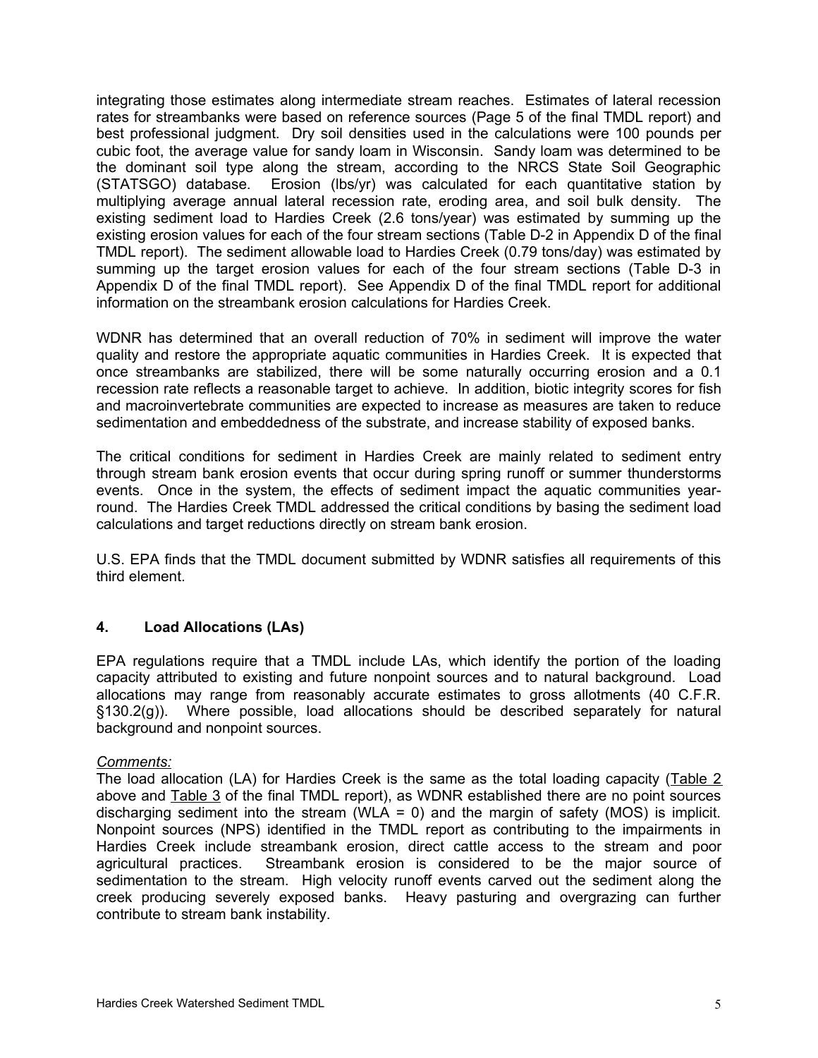integrating those estimates along intermediate stream reaches. Estimates of lateral recession rates for streambanks were based on reference sources (Page 5 of the final TMDL report) and best professional judgment. Dry soil densities used in the calculations were 100 pounds per cubic foot, the average value for sandy loam in Wisconsin. Sandy loam was determined to be the dominant soil type along the stream, according to the NRCS State Soil Geographic (STATSGO) database. Erosion (lbs/yr) was calculated for each quantitative station by multiplying average annual lateral recession rate, eroding area, and soil bulk density. The existing sediment load to Hardies Creek (2.6 tons/year) was estimated by summing up the existing erosion values for each of the four stream sections (Table D-2 in Appendix D of the final TMDL report). The sediment allowable load to Hardies Creek (0.79 tons/day) was estimated by summing up the target erosion values for each of the four stream sections (Table D-3 in Appendix D of the final TMDL report). See Appendix D of the final TMDL report for additional information on the streambank erosion calculations for Hardies Creek.

WDNR has determined that an overall reduction of 70% in sediment will improve the water quality and restore the appropriate aquatic communities in Hardies Creek. It is expected that once streambanks are stabilized, there will be some naturally occurring erosion and a 0.1 recession rate reflects a reasonable target to achieve. In addition, biotic integrity scores for fish and macroinvertebrate communities are expected to increase as measures are taken to reduce sedimentation and embeddedness of the substrate, and increase stability of exposed banks.

The critical conditions for sediment in Hardies Creek are mainly related to sediment entry through stream bank erosion events that occur during spring runoff or summer thunderstorms events. Once in the system, the effects of sediment impact the aquatic communities year-round. The Hardies Creek TMDL addressed the critical conditions by basing the sediment load calculations and target reductions directly on stream bank erosion.

U.S. EPA finds that the TMDL document submitted by WDNR satisfies all requirements of this third element.

## 4. Load Allocations (LAs)

EPA regulations require that a TMDL include LAs, which identify the portion of the loading capacity attributed to existing and future nonpoint sources and to natural background. Load allocations may range from reasonably accurate estimates to gross allotments (40 C.F.R. §130.2(g)). Where possible, load allocations should be described separately for natural background and nonpoint sources.

*Comments:*

The load allocation (LA) for Hardies Creek is the same as the total loading capacity (Table 2 above and Table 3 of the final TMDL report), as WDNR established there are no point sources discharging sediment into the stream (WLA = 0) and the margin of safety (MOS) is implicit. Nonpoint sources (NPS) identified in the TMDL report as contributing to the impairments in Hardies Creek include streambank erosion, direct cattle access to the stream and poor agricultural practices. Streambank erosion is considered to be the major source of sedimentation to the stream. High velocity runoff events carved out the sediment along the creek producing severely exposed banks. Heavy pasturing and overgrazing can further contribute to stream bank instability.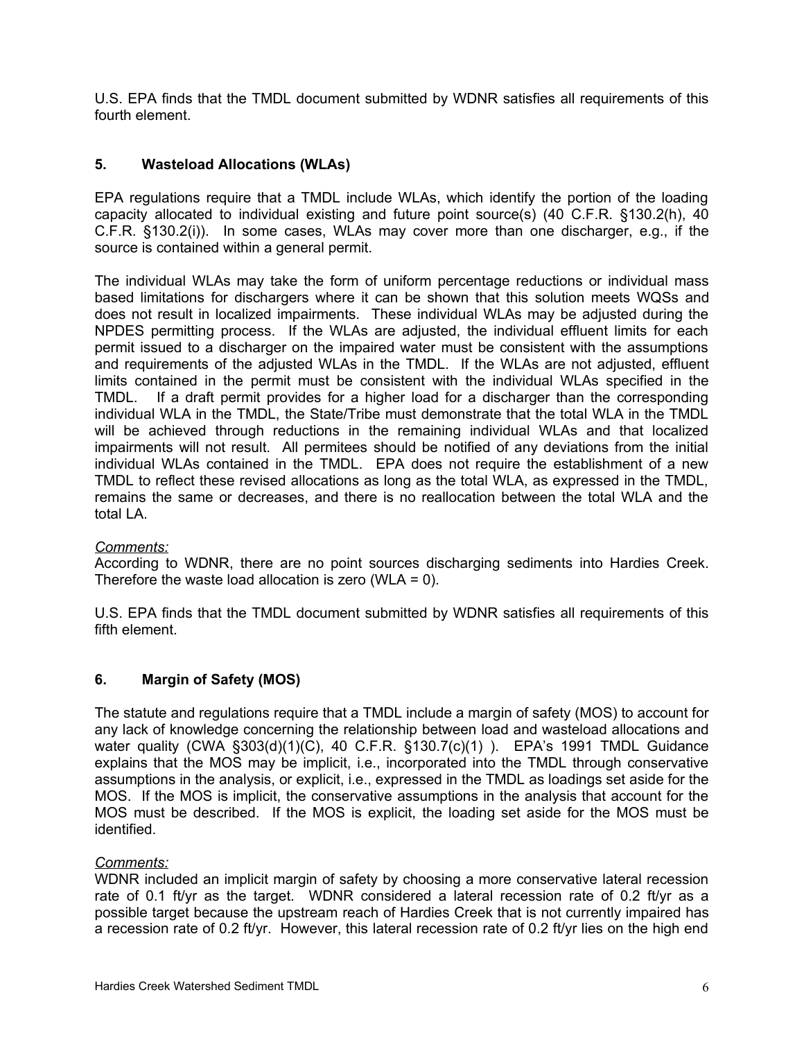U.S. EPA finds that the TMDL document submitted by WDNR satisfies all requirements of this fourth element.

### 5. Wasteload Allocations (WLAs)

EPA regulations require that a TMDL include WLAs, which identify the portion of the loading capacity allocated to individual existing and future point source(s) (40 C.F.R. §130.2(h), 40 C.F.R. §130.2(i)). In some cases, WLAs may cover more than one discharger, e.g., if the source is contained within a general permit.

The individual WLAs may take the form of uniform percentage reductions or individual mass based limitations for dischargers where it can be shown that this solution meets WQSs and does not result in localized impairments. These individual WLAs may be adjusted during the NPDES permitting process. If the WLAs are adjusted, the individual effluent limits for each permit issued to a discharger on the impaired water must be consistent with the assumptions and requirements of the adjusted WLAs in the TMDL. If the WLAs are not adjusted, effluent limits contained in the permit must be consistent with the individual WLAs specified in the TMDL. If a draft permit provides for a higher load for a discharger than the corresponding individual WLA in the TMDL, the State/Tribe must demonstrate that the total WLA in the TMDL will be achieved through reductions in the remaining individual WLAs and that localized impairments will not result. All permitees should be notified of any deviations from the initial individual WLAs contained in the TMDL. EPA does not require the establishment of a new TMDL to reflect these revised allocations as long as the total WLA, as expressed in the TMDL, remains the same or decreases, and there is no reallocation between the total WLA and the total LA.

*Comments:*
According to WDNR, there are no point sources discharging sediments into Hardies Creek. Therefore the waste load allocation is zero (WLA = 0).

U.S. EPA finds that the TMDL document submitted by WDNR satisfies all requirements of this fifth element.

### 6. Margin of Safety (MOS)

The statute and regulations require that a TMDL include a margin of safety (MOS) to account for any lack of knowledge concerning the relationship between load and wasteload allocations and water quality (CWA §303(d)(1)(C), 40 C.F.R. §130.7(c)(1) ). EPA's 1991 TMDL Guidance explains that the MOS may be implicit, i.e., incorporated into the TMDL through conservative assumptions in the analysis, or explicit, i.e., expressed in the TMDL as loadings set aside for the MOS. If the MOS is implicit, the conservative assumptions in the analysis that account for the MOS must be described. If the MOS is explicit, the loading set aside for the MOS must be identified.

*Comments:*
WDNR included an implicit margin of safety by choosing a more conservative lateral recession rate of 0.1 ft/yr as the target. WDNR considered a lateral recession rate of 0.2 ft/yr as a possible target because the upstream reach of Hardies Creek that is not currently impaired has a recession rate of 0.2 ft/yr. However, this lateral recession rate of 0.2 ft/yr lies on the high end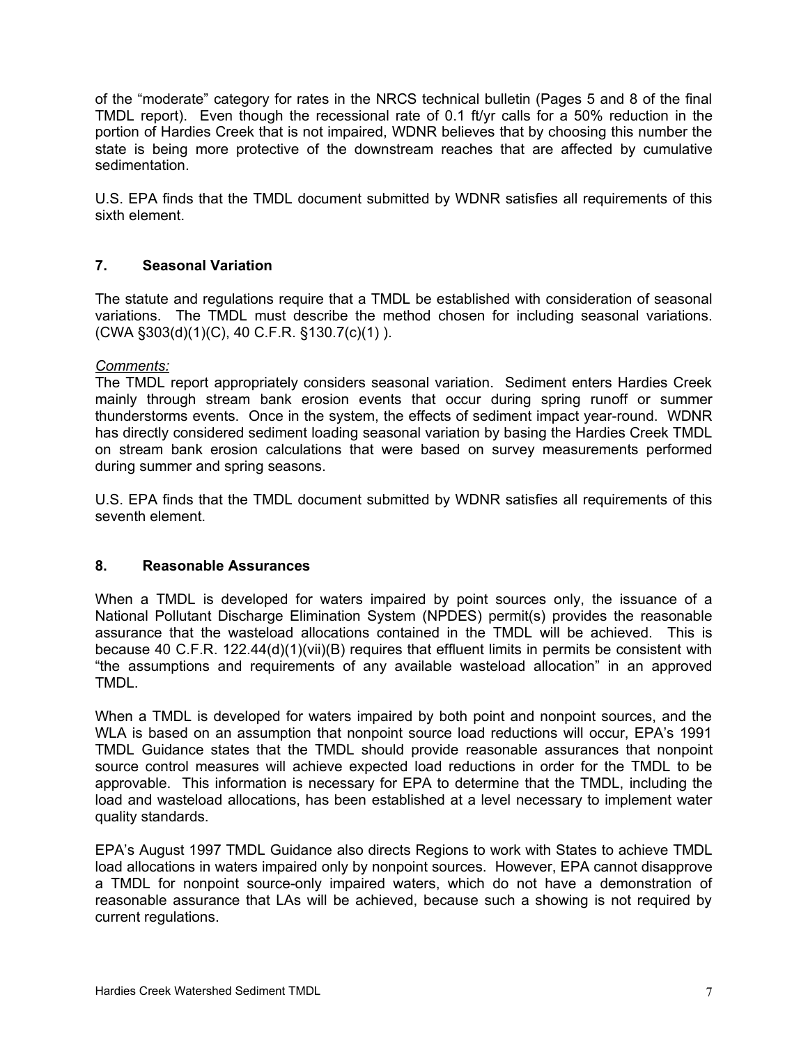of the "moderate" category for rates in the NRCS technical bulletin (Pages 5 and 8 of the final TMDL report). Even though the recessional rate of 0.1 ft/yr calls for a 50% reduction in the portion of Hardies Creek that is not impaired, WDNR believes that by choosing this number the state is being more protective of the downstream reaches that are affected by cumulative sedimentation.

U.S. EPA finds that the TMDL document submitted by WDNR satisfies all requirements of this sixth element.

## 7. Seasonal Variation

The statute and regulations require that a TMDL be established with consideration of seasonal variations. The TMDL must describe the method chosen for including seasonal variations. (CWA §303(d)(1)(C), 40 C.F.R. §130.7(c)(1) ).

*Comments:*

The TMDL report appropriately considers seasonal variation. Sediment enters Hardies Creek mainly through stream bank erosion events that occur during spring runoff or summer thunderstorms events. Once in the system, the effects of sediment impact year-round. WDNR has directly considered sediment loading seasonal variation by basing the Hardies Creek TMDL on stream bank erosion calculations that were based on survey measurements performed during summer and spring seasons.

U.S. EPA finds that the TMDL document submitted by WDNR satisfies all requirements of this seventh element.

## 8. Reasonable Assurances

When a TMDL is developed for waters impaired by point sources only, the issuance of a National Pollutant Discharge Elimination System (NPDES) permit(s) provides the reasonable assurance that the wasteload allocations contained in the TMDL will be achieved. This is because 40 C.F.R. 122.44(d)(1)(vii)(B) requires that effluent limits in permits be consistent with "the assumptions and requirements of any available wasteload allocation" in an approved TMDL.

When a TMDL is developed for waters impaired by both point and nonpoint sources, and the WLA is based on an assumption that nonpoint source load reductions will occur, EPA's 1991 TMDL Guidance states that the TMDL should provide reasonable assurances that nonpoint source control measures will achieve expected load reductions in order for the TMDL to be approvable. This information is necessary for EPA to determine that the TMDL, including the load and wasteload allocations, has been established at a level necessary to implement water quality standards.

EPA's August 1997 TMDL Guidance also directs Regions to work with States to achieve TMDL load allocations in waters impaired only by nonpoint sources. However, EPA cannot disapprove a TMDL for nonpoint source-only impaired waters, which do not have a demonstration of reasonable assurance that LAs will be achieved, because such a showing is not required by current regulations.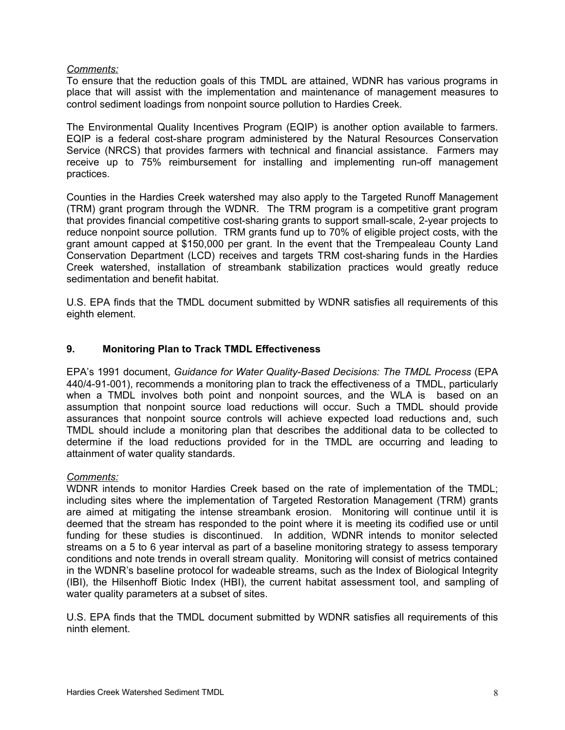*Comments:*

To ensure that the reduction goals of this TMDL are attained, WDNR has various programs in place that will assist with the implementation and maintenance of management measures to control sediment loadings from nonpoint source pollution to Hardies Creek.

The Environmental Quality Incentives Program (EQIP) is another option available to farmers. EQIP is a federal cost-share program administered by the Natural Resources Conservation Service (NRCS) that provides farmers with technical and financial assistance. Farmers may receive up to 75% reimbursement for installing and implementing run-off management practices.

Counties in the Hardies Creek watershed may also apply to the Targeted Runoff Management (TRM) grant program through the WDNR. The TRM program is a competitive grant program that provides financial competitive cost-sharing grants to support small-scale, 2-year projects to reduce nonpoint source pollution. TRM grants fund up to 70% of eligible project costs, with the grant amount capped at $150,000 per grant. In the event that the Trempealeau County Land Conservation Department (LCD) receives and targets TRM cost-sharing funds in the Hardies Creek watershed, installation of streambank stabilization practices would greatly reduce sedimentation and benefit habitat.

U.S. EPA finds that the TMDL document submitted by WDNR satisfies all requirements of this eighth element.

### 9. Monitoring Plan to Track TMDL Effectiveness

EPA's 1991 document, *Guidance for Water Quality-Based Decisions: The TMDL Process* (EPA 440/4-91-001), recommends a monitoring plan to track the effectiveness of a TMDL, particularly when a TMDL involves both point and nonpoint sources, and the WLA is based on an assumption that nonpoint source load reductions will occur. Such a TMDL should provide assurances that nonpoint source controls will achieve expected load reductions and, such TMDL should include a monitoring plan that describes the additional data to be collected to determine if the load reductions provided for in the TMDL are occurring and leading to attainment of water quality standards.

*Comments:*

WDNR intends to monitor Hardies Creek based on the rate of implementation of the TMDL; including sites where the implementation of Targeted Restoration Management (TRM) grants are aimed at mitigating the intense streambank erosion. Monitoring will continue until it is deemed that the stream has responded to the point where it is meeting its codified use or until funding for these studies is discontinued. In addition, WDNR intends to monitor selected streams on a 5 to 6 year interval as part of a baseline monitoring strategy to assess temporary conditions and note trends in overall stream quality. Monitoring will consist of metrics contained in the WDNR's baseline protocol for wadeable streams, such as the Index of Biological Integrity (IBI), the Hilsenhoff Biotic Index (HBI), the current habitat assessment tool, and sampling of water quality parameters at a subset of sites.

U.S. EPA finds that the TMDL document submitted by WDNR satisfies all requirements of this ninth element.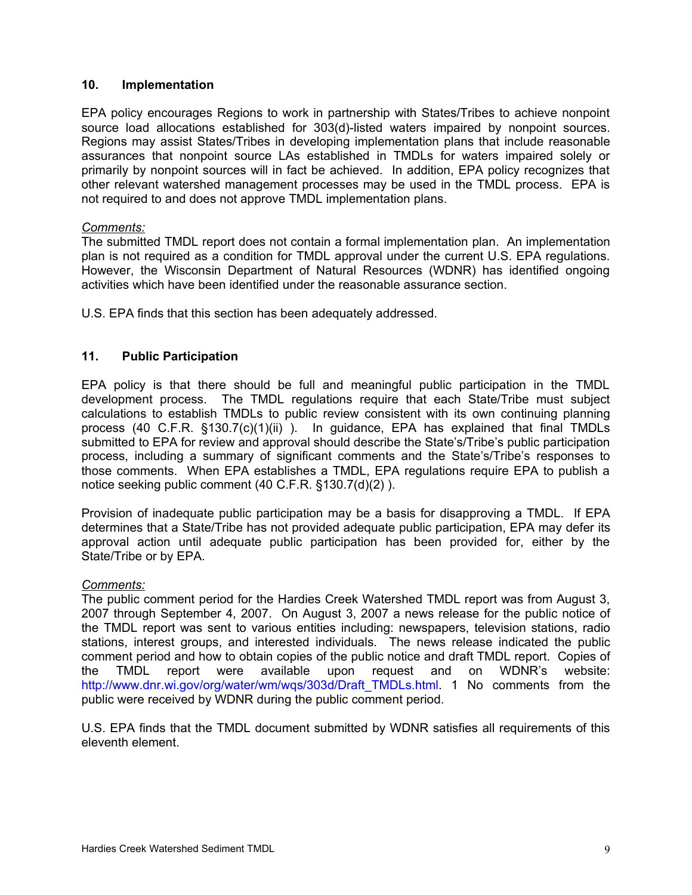## 10. Implementation

EPA policy encourages Regions to work in partnership with States/Tribes to achieve nonpoint source load allocations established for 303(d)-listed waters impaired by nonpoint sources. Regions may assist States/Tribes in developing implementation plans that include reasonable assurances that nonpoint source LAs established in TMDLs for waters impaired solely or primarily by nonpoint sources will in fact be achieved. In addition, EPA policy recognizes that other relevant watershed management processes may be used in the TMDL process. EPA is not required to and does not approve TMDL implementation plans.

*Comments:*
The submitted TMDL report does not contain a formal implementation plan. An implementation plan is not required as a condition for TMDL approval under the current U.S. EPA regulations. However, the Wisconsin Department of Natural Resources (WDNR) has identified ongoing activities which have been identified under the reasonable assurance section.

U.S. EPA finds that this section has been adequately addressed.

## 11. Public Participation

EPA policy is that there should be full and meaningful public participation in the TMDL development process. The TMDL regulations require that each State/Tribe must subject calculations to establish TMDLs to public review consistent with its own continuing planning process (40 C.F.R. §130.7(c)(1)(ii) ). In guidance, EPA has explained that final TMDLs submitted to EPA for review and approval should describe the State's/Tribe's public participation process, including a summary of significant comments and the State's/Tribe's responses to those comments. When EPA establishes a TMDL, EPA regulations require EPA to publish a notice seeking public comment (40 C.F.R. §130.7(d)(2) ).

Provision of inadequate public participation may be a basis for disapproving a TMDL. If EPA determines that a State/Tribe has not provided adequate public participation, EPA may defer its approval action until adequate public participation has been provided for, either by the State/Tribe or by EPA.

*Comments:*
The public comment period for the Hardies Creek Watershed TMDL report was from August 3, 2007 through September 4, 2007. On August 3, 2007 a news release for the public notice of the TMDL report was sent to various entities including: newspapers, television stations, radio stations, interest groups, and interested individuals. The news release indicated the public comment period and how to obtain copies of the public notice and draft TMDL report. Copies of the TMDL report were available upon request and on WDNR's website: http://www.dnr.wi.gov/org/water/wm/wqs/303d/Draft_TMDLs.html. 1 No comments from the public were received by WDNR during the public comment period.

U.S. EPA finds that the TMDL document submitted by WDNR satisfies all requirements of this eleventh element.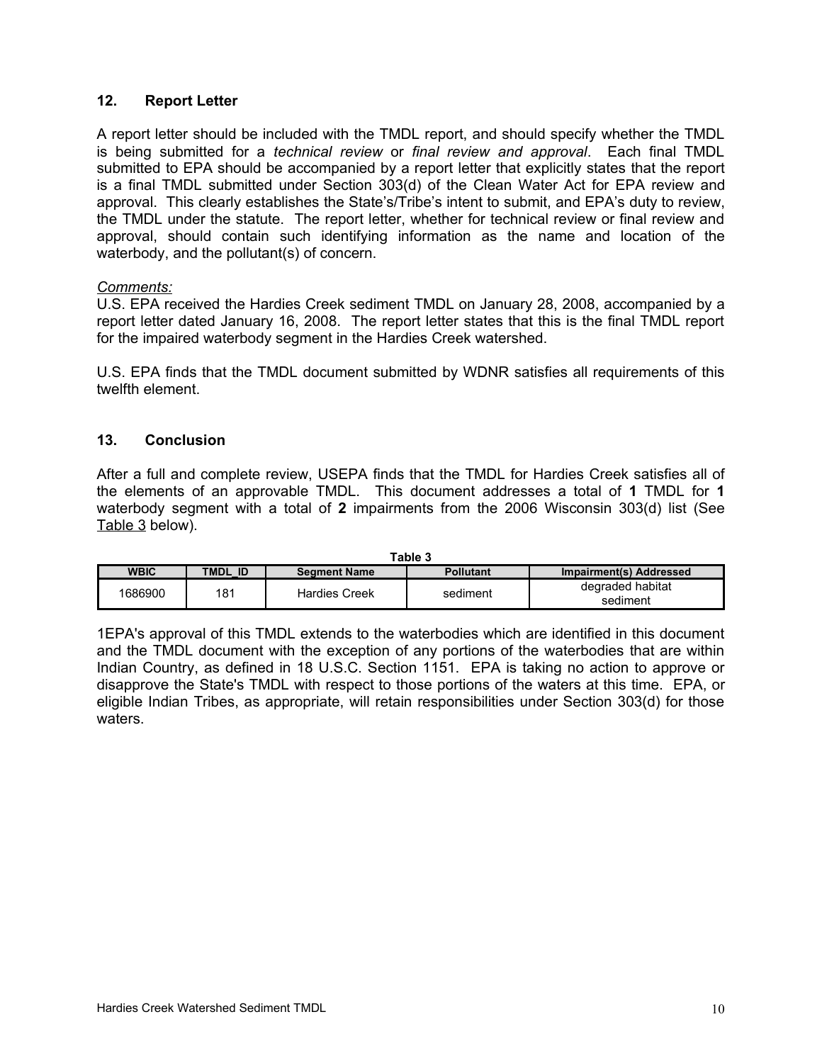## 12. Report Letter

A report letter should be included with the TMDL report, and should specify whether the TMDL is being submitted for a *technical review* or *final review and approval*. Each final TMDL submitted to EPA should be accompanied by a report letter that explicitly states that the report is a final TMDL submitted under Section 303(d) of the Clean Water Act for EPA review and approval. This clearly establishes the State's/Tribe's intent to submit, and EPA's duty to review, the TMDL under the statute. The report letter, whether for technical review or final review and approval, should contain such identifying information as the name and location of the waterbody, and the pollutant(s) of concern.

*Comments:*
U.S. EPA received the Hardies Creek sediment TMDL on January 28, 2008, accompanied by a report letter dated January 16, 2008. The report letter states that this is the final TMDL report for the impaired waterbody segment in the Hardies Creek watershed.

U.S. EPA finds that the TMDL document submitted by WDNR satisfies all requirements of this twelfth element.

## 13. Conclusion

After a full and complete review, USEPA finds that the TMDL for Hardies Creek satisfies all of the elements of an approvable TMDL. This document addresses a total of **1** TMDL for **1** waterbody segment with a total of **2** impairments from the 2006 Wisconsin 303(d) list (See Table 3 below).

**Table 3**

| WBIC | TMDL_ID | Segment Name | Pollutant | Impairment(s) Addressed |
|---|---|---|---|---|
| 1686900 | 181 | Hardies Creek | sediment | degraded habitat sediment |

1EPA's approval of this TMDL extends to the waterbodies which are identified in this document and the TMDL document with the exception of any portions of the waterbodies that are within Indian Country, as defined in 18 U.S.C. Section 1151. EPA is taking no action to approve or disapprove the State's TMDL with respect to those portions of the waters at this time. EPA, or eligible Indian Tribes, as appropriate, will retain responsibilities under Section 303(d) for those waters.